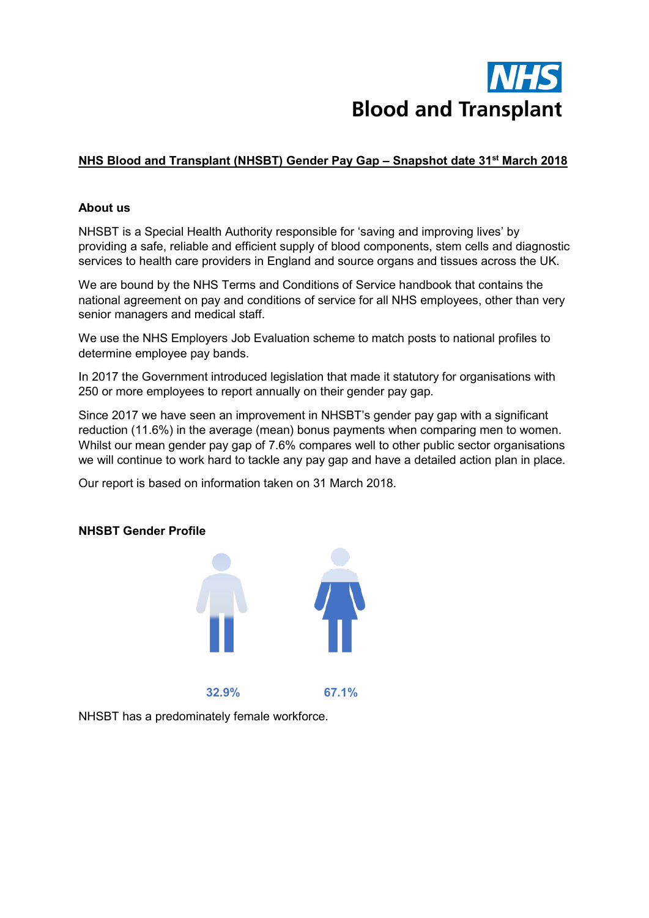# NHS Blood and Transplant (NHSBT) Gender Pay Gap – Snapshot date 31st March 2018

## About us

NHSBT is a Special Health Authority responsible for 'saving and improving lives' by providing a safe, reliable and efficient supply of blood components, stem cells and diagnostic services to health care providers in England and source organs and tissues across the UK.

We are bound by the NHS Terms and Conditions of Service handbook that contains the national agreement on pay and conditions of service for all NHS employees, other than very senior managers and medical staff.

We use the NHS Employers Job Evaluation scheme to match posts to national profiles to determine employee pay bands.

In 2017 the Government introduced legislation that made it statutory for organisations with 250 or more employees to report annually on their gender pay gap.

Since 2017 we have seen an improvement in NHSBT's gender pay gap with a significant reduction (11.6%) in the average (mean) bonus payments when comparing men to women. Whilst our mean gender pay gap of 7.6% compares well to other public sector organisations we will continue to work hard to tackle any pay gap and have a detailed action plan in place.

Our report is based on information taken on 31 March 2018.

## NHSBT Gender Profile

32.9% 67.1%

NHSBT has a predominately female workforce.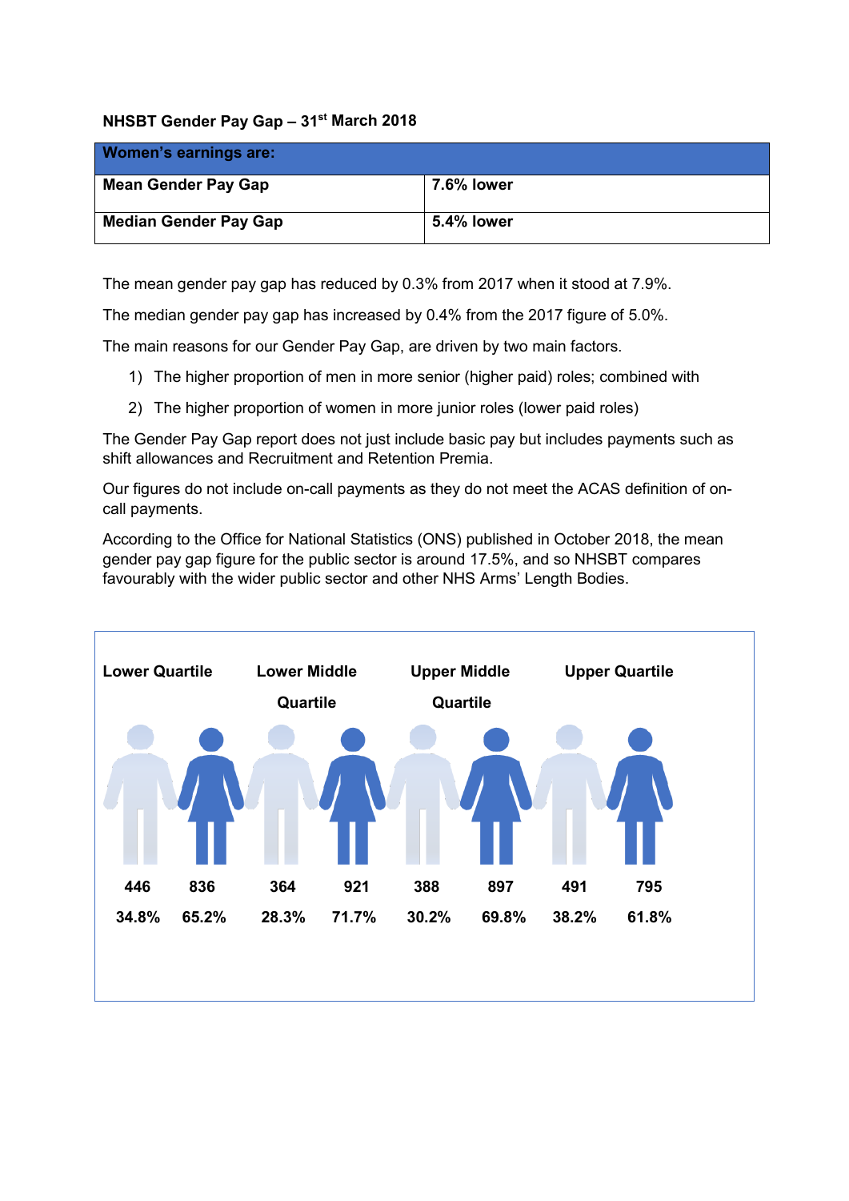**NHSBT Gender Pay Gap – 31st March 2018**

| Women's earnings are: | |
|---|---|
| **Mean Gender Pay Gap** | **7.6% lower** |
| **Median Gender Pay Gap** | **5.4% lower** |

The mean gender pay gap has reduced by 0.3% from 2017 when it stood at 7.9%.

The median gender pay gap has increased by 0.4% from the 2017 figure of 5.0%.

The main reasons for our Gender Pay Gap, are driven by two main factors.

1) The higher proportion of men in more senior (higher paid) roles; combined with
2) The higher proportion of women in more junior roles (lower paid roles)

The Gender Pay Gap report does not just include basic pay but includes payments such as shift allowances and Recruitment and Retention Premia.

Our figures do not include on-call payments as they do not meet the ACAS definition of on-call payments.

According to the Office for National Statistics (ONS) published in October 2018, the mean gender pay gap figure for the public sector is around 17.5%, and so NHSBT compares favourably with the wider public sector and other NHS Arms' Length Bodies.

| | Lower Quartile | | Lower Middle Quartile | | Upper Middle Quartile | | Upper Quartile | |
|---|---|---|---|---|---|---|---|---|
| | Men | Women | Men | Women | Men | Women | Men | Women |
| Number | 446 | 836 | 364 | 921 | 388 | 897 | 491 | 795 |
| Percentage | 34.8% | 65.2% | 28.3% | 71.7% | 30.2% | 69.8% | 38.2% | 61.8% |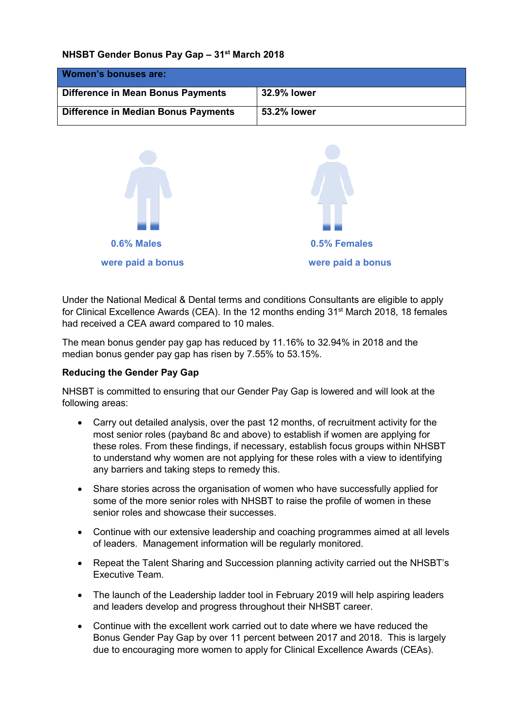**NHSBT Gender Bonus Pay Gap – 31st March 2018**

| Women's bonuses are: | |
|---|---|
| Difference in Mean Bonus Payments | 32.9% lower |
| Difference in Median Bonus Payments | 53.2% lower |

**0.6% Males were paid a bonus**

**0.5% Females were paid a bonus**

Under the National Medical & Dental terms and conditions Consultants are eligible to apply for Clinical Excellence Awards (CEA). In the 12 months ending 31st March 2018, 18 females had received a CEA award compared to 10 males.

The mean bonus gender pay gap has reduced by 11.16% to 32.94% in 2018 and the median bonus gender pay gap has risen by 7.55% to 53.15%.

**Reducing the Gender Pay Gap**

NHSBT is committed to ensuring that our Gender Pay Gap is lowered and will look at the following areas:

- Carry out detailed analysis, over the past 12 months, of recruitment activity for the most senior roles (payband 8c and above) to establish if women are applying for these roles. From these findings, if necessary, establish focus groups within NHSBT to understand why women are not applying for these roles with a view to identifying any barriers and taking steps to remedy this.
- Share stories across the organisation of women who have successfully applied for some of the more senior roles with NHSBT to raise the profile of women in these senior roles and showcase their successes.
- Continue with our extensive leadership and coaching programmes aimed at all levels of leaders. Management information will be regularly monitored.
- Repeat the Talent Sharing and Succession planning activity carried out the NHSBT's Executive Team.
- The launch of the Leadership ladder tool in February 2019 will help aspiring leaders and leaders develop and progress throughout their NHSBT career.
- Continue with the excellent work carried out to date where we have reduced the Bonus Gender Pay Gap by over 11 percent between 2017 and 2018. This is largely due to encouraging more women to apply for Clinical Excellence Awards (CEAs).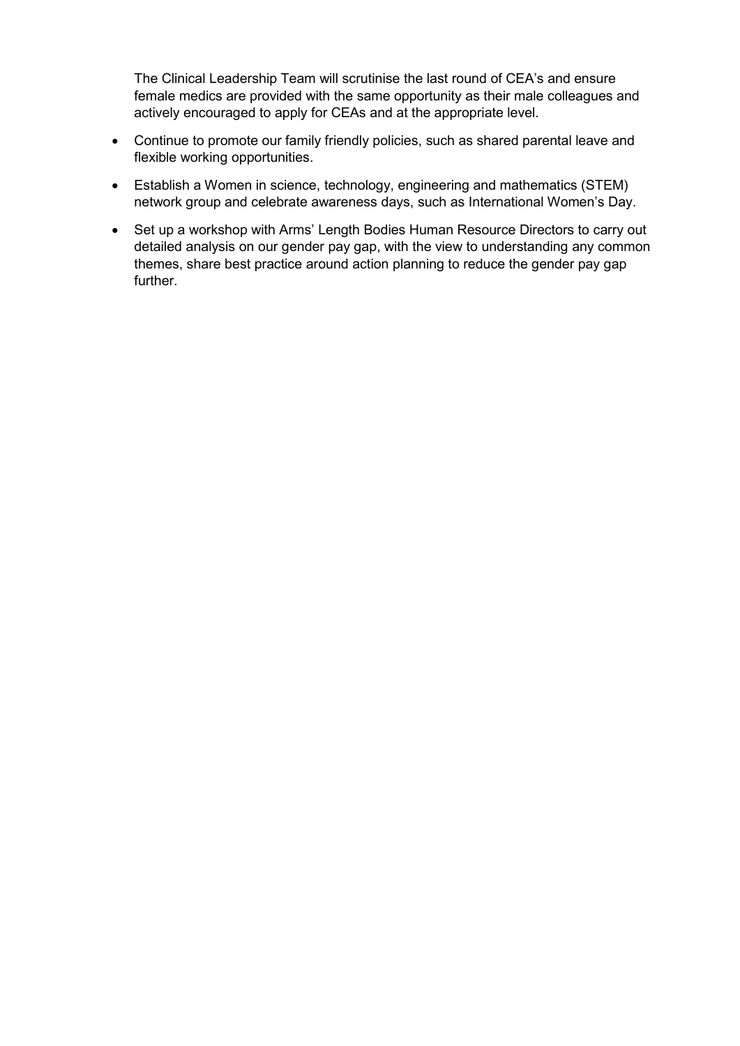The Clinical Leadership Team will scrutinise the last round of CEA's and ensure female medics are provided with the same opportunity as their male colleagues and actively encouraged to apply for CEAs and at the appropriate level.

- Continue to promote our family friendly policies, such as shared parental leave and flexible working opportunities.
- Establish a Women in science, technology, engineering and mathematics (STEM) network group and celebrate awareness days, such as International Women's Day.
- Set up a workshop with Arms' Length Bodies Human Resource Directors to carry out detailed analysis on our gender pay gap, with the view to understanding any common themes, share best practice around action planning to reduce the gender pay gap further.